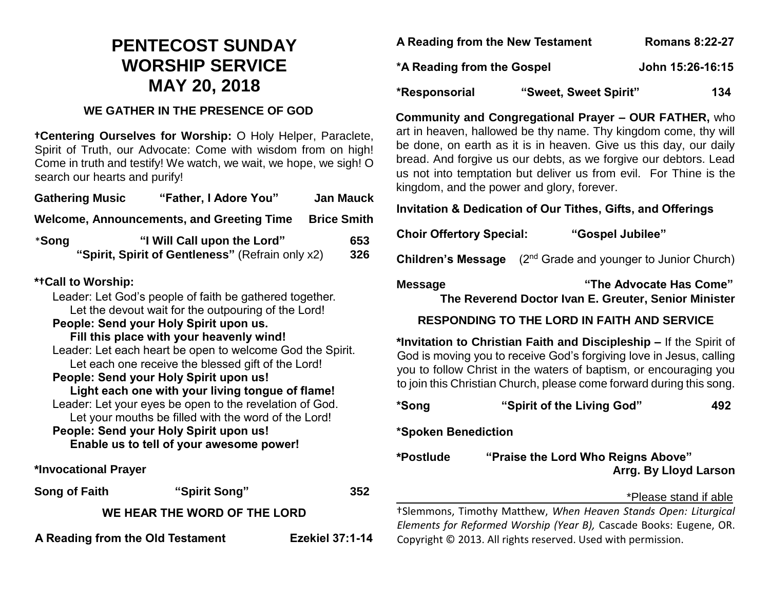# PENTECOST SUNDAY WORSHIP SERVICE MAY 20, 2018

## WE GATHER IN THE PRESENCE OF GOD

**†Centering Ourselves for Worship:** O Holy Helper, Paraclete, Spirit of Truth, our Advocate: Come with wisdom from on high! Come in truth and testify! We watch, we wait, we hope, we sigh! O search our hearts and purify!

**Gathering Music** **"Father, I Adore You"** **Jan Mauck**

**Welcome, Announcements, and Greeting Time** **Brice Smith**

***Song** **"I Will Call upon the Lord"** **653**
**"Spirit, Spirit of Gentleness"** (Refrain only x2) **326**

**\*†Call to Worship:**

Leader: Let God's people of faith be gathered together.
Let the devout wait for the outpouring of the Lord!
**People: Send your Holy Spirit upon us.**
**Fill this place with your heavenly wind!**
Leader: Let each heart be open to welcome God the Spirit.
Let each one receive the blessed gift of the Lord!
**People: Send your Holy Spirit upon us!**
**Light each one with your living tongue of flame!**
Leader: Let your eyes be open to the revelation of God.
Let your mouths be filled with the word of the Lord!
**People: Send your Holy Spirit upon us!**
**Enable us to tell of your awesome power!**

***Invocational Prayer**

**Song of Faith** **"Spirit Song"** **352**

## WE HEAR THE WORD OF THE LORD

**A Reading from the Old Testament** **Ezekiel 37:1-14**

**A Reading from the New Testament** **Romans 8:22-27**

***A Reading from the Gospel** **John 15:26-16:15**

***Responsorial** **"Sweet, Sweet Spirit"** **134**

**Community and Congregational Prayer – OUR FATHER,** who art in heaven, hallowed be thy name. Thy kingdom come, thy will be done, on earth as it is in heaven. Give us this day, our daily bread. And forgive us our debts, as we forgive our debtors. Lead us not into temptation but deliver us from evil. For Thine is the kingdom, and the power and glory, forever.

**Invitation & Dedication of Our Tithes, Gifts, and Offerings**

**Choir Offertory Special:** **"Gospel Jubilee"**

**Children's Message** (2nd Grade and younger to Junior Church)

**Message** **"The Advocate Has Come"**
**The Reverend Doctor Ivan E. Greuter, Senior Minister**

## RESPONDING TO THE LORD IN FAITH AND SERVICE

***Invitation to Christian Faith and Discipleship –** If the Spirit of God is moving you to receive God's forgiving love in Jesus, calling you to follow Christ in the waters of baptism, or encouraging you to join this Christian Church, please come forward during this song.

***Song** **"Spirit of the Living God"** **492**

***Spoken Benediction**

***Postlude** **"Praise the Lord Who Reigns Above"**
**Arrg. By Lloyd Larson**

*Please stand if able

†Slemmons, Timothy Matthew, *When Heaven Stands Open: Liturgical Elements for Reformed Worship (Year B),* Cascade Books: Eugene, OR. Copyright © 2013. All rights reserved. Used with permission.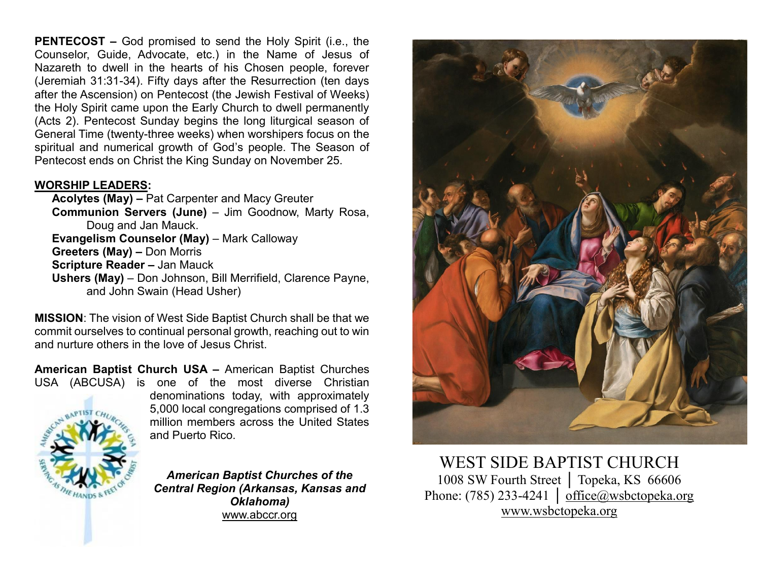**PENTECOST –** God promised to send the Holy Spirit (i.e., the Counselor, Guide, Advocate, etc.) in the Name of Jesus of Nazareth to dwell in the hearts of his Chosen people, forever (Jeremiah 31:31-34). Fifty days after the Resurrection (ten days after the Ascension) on Pentecost (the Jewish Festival of Weeks) the Holy Spirit came upon the Early Church to dwell permanently (Acts 2). Pentecost Sunday begins the long liturgical season of General Time (twenty-three weeks) when worshipers focus on the spiritual and numerical growth of God's people. The Season of Pentecost ends on Christ the King Sunday on November 25.

**WORSHIP LEADERS:**

- **Acolytes (May) –** Pat Carpenter and Macy Greuter
- **Communion Servers (June)** – Jim Goodnow, Marty Rosa, Doug and Jan Mauck.
- **Evangelism Counselor (May)** – Mark Calloway
- **Greeters (May) –** Don Morris
- **Scripture Reader –** Jan Mauck
- **Ushers (May)** – Don Johnson, Bill Merrifield, Clarence Payne, and John Swain (Head Usher)

**MISSION**: The vision of West Side Baptist Church shall be that we commit ourselves to continual personal growth, reaching out to win and nurture others in the love of Jesus Christ.

**American Baptist Church USA –** American Baptist Churches USA (ABCUSA) is one of the most diverse Christian denominations today, with approximately 5,000 local congregations comprised of 1.3 million members across the United States and Puerto Rico.

***American Baptist Churches of the Central Region (Arkansas, Kansas and Oklahoma)***
www.abccr.org

WEST SIDE BAPTIST CHURCH
1008 SW Fourth Street | Topeka, KS 66606
Phone: (785) 233-4241 | office@wsbctopeka.org
www.wsbctopeka.org